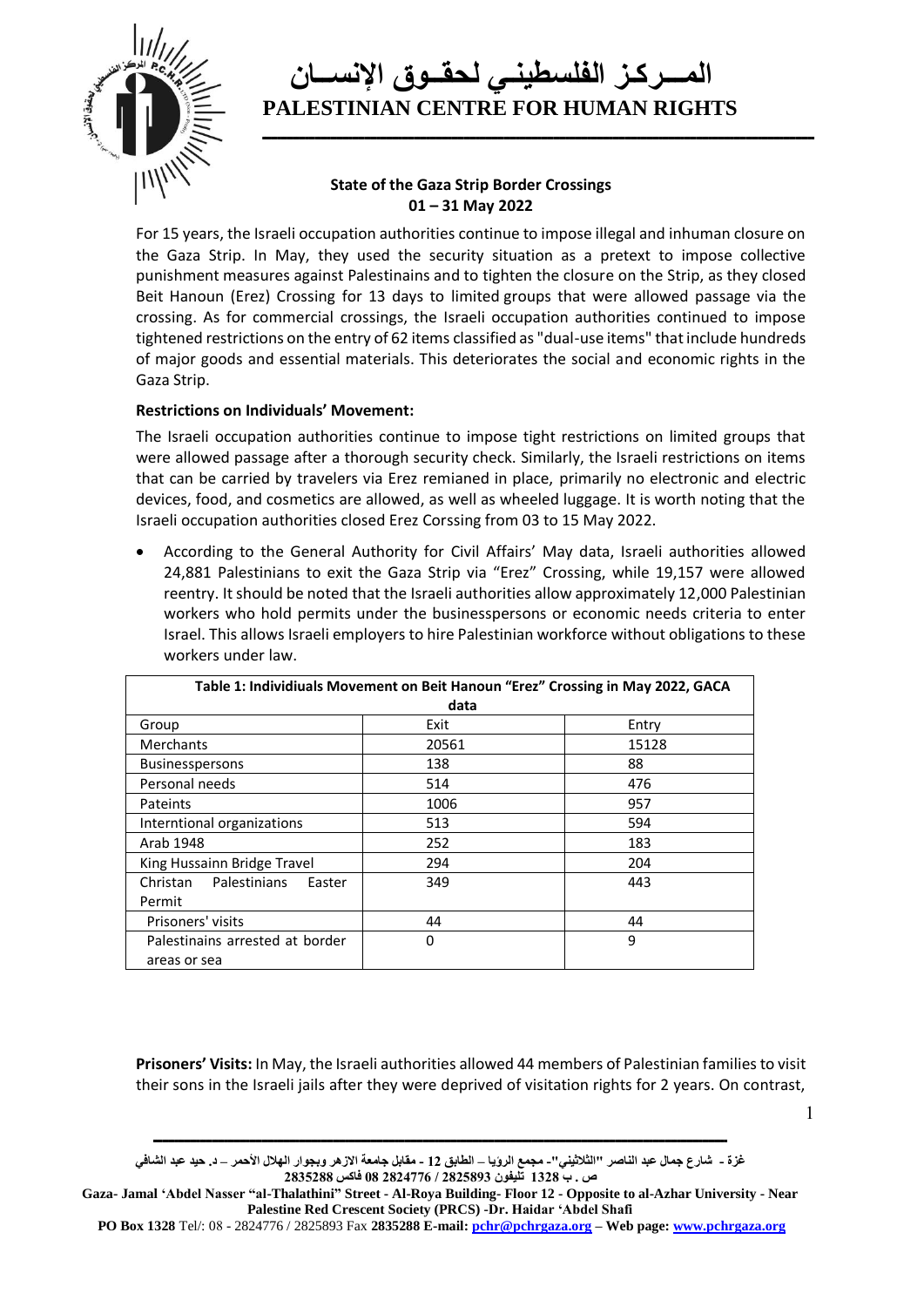# المــركز الفلسطينــي لحقــوق الإنســان

# PALESTINIAN CENTRE FOR HUMAN RIGHTS

**State of the Gaza Strip Border Crossings**
**01 – 31 May 2022**

For 15 years, the Israeli occupation authorities continue to impose illegal and inhuman closure on the Gaza Strip. In May, they used the security situation as a pretext to impose collective punishment measures against Palestinains and to tighten the closure on the Strip, as they closed Beit Hanoun (Erez) Crossing for 13 days to limited groups that were allowed passage via the crossing. As for commercial crossings, the Israeli occupation authorities continued to impose tightened restrictions on the entry of 62 items classified as "dual-use items" that include hundreds of major goods and essential materials. This deteriorates the social and economic rights in the Gaza Strip.

**Restrictions on Individuals' Movement:**

The Israeli occupation authorities continue to impose tight restrictions on limited groups that were allowed passage after a thorough security check. Similarly, the Israeli restrictions on items that can be carried by travelers via Erez remianed in place, primarily no electronic and electric devices, food, and cosmetics are allowed, as well as wheeled luggage. It is worth noting that the Israeli occupation authorities closed Erez Corssing from 03 to 15 May 2022.

- According to the General Authority for Civil Affairs' May data, Israeli authorities allowed 24,881 Palestinians to exit the Gaza Strip via "Erez" Crossing, while 19,157 were allowed reentry. It should be noted that the Israeli authorities allow approximately 12,000 Palestinian workers who hold permits under the businesspersons or economic needs criteria to enter Israel. This allows Israeli employers to hire Palestinian workforce without obligations to these workers under law.

**Table 1: Individiuals Movement on Beit Hanoun "Erez" Crossing in May 2022, GACA data**

| Group | Exit | Entry |
|---|---|---|
| Merchants | 20561 | 15128 |
| Businesspersons | 138 | 88 |
| Personal needs | 514 | 476 |
| Pateints | 1006 | 957 |
| Interntional organizations | 513 | 594 |
| Arab 1948 | 252 | 183 |
| King Hussainn Bridge Travel | 294 | 204 |
| Christan Palestinians Easter Permit | 349 | 443 |
| Prisoners' visits | 44 | 44 |
| Palestinains arrested at border areas or sea | 0 | 9 |

**Prisoners' Visits:** In May, the Israeli authorities allowed 44 members of Palestinian families to visit their sons in the Israeli jails after they were deprived of visitation rights for 2 years. On contrast,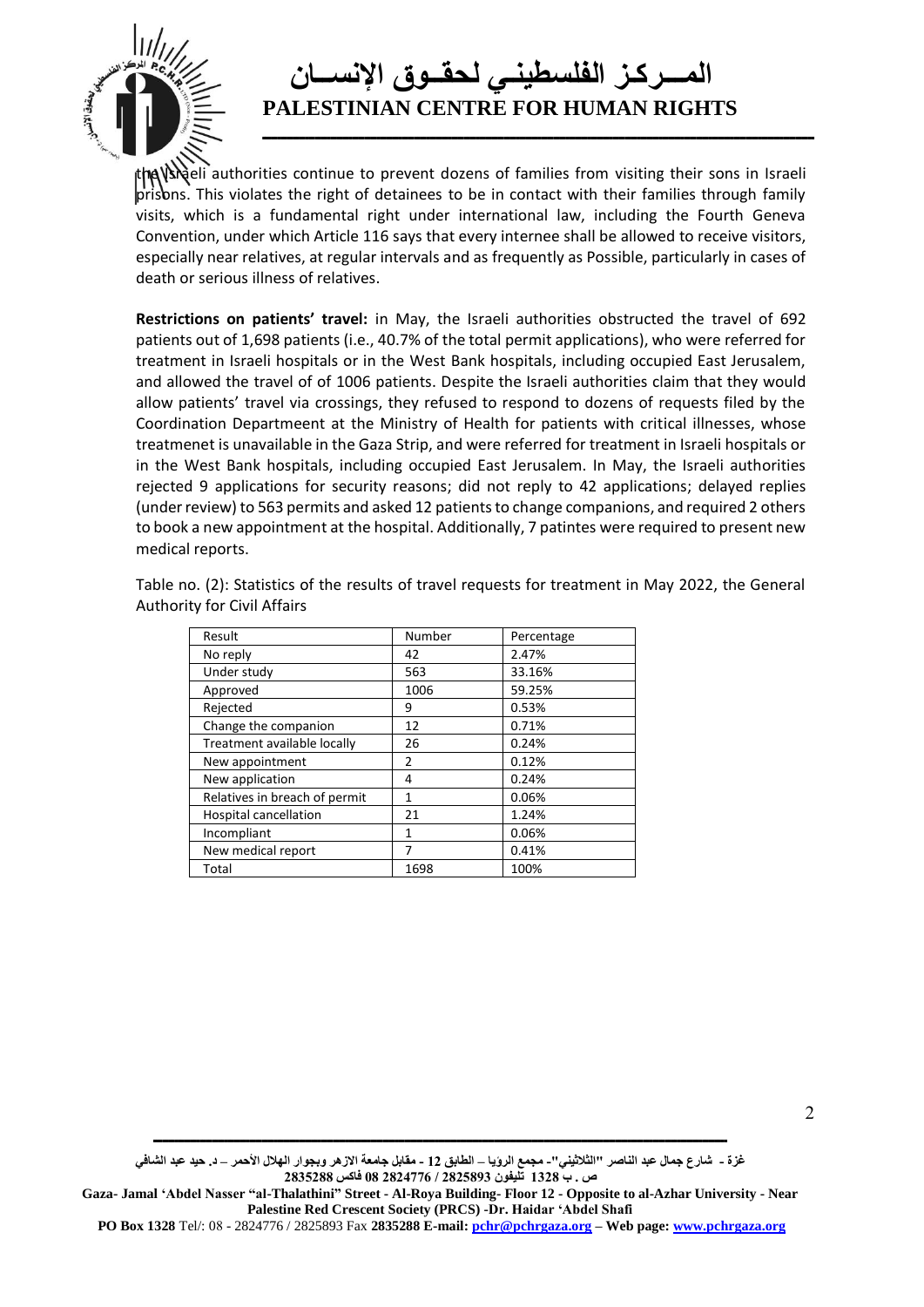the Israeli authorities continue to prevent dozens of families from visiting their sons in Israeli prisons. This violates the right of detainees to be in contact with their families through family visits, which is a fundamental right under international law, including the Fourth Geneva Convention, under which Article 116 says that every internee shall be allowed to receive visitors, especially near relatives, at regular intervals and as frequently as Possible, particularly in cases of death or serious illness of relatives.

**Restrictions on patients' travel:** in May, the Israeli authorities obstructed the travel of 692 patients out of 1,698 patients (i.e., 40.7% of the total permit applications), who were referred for treatment in Israeli hospitals or in the West Bank hospitals, including occupied East Jerusalem, and allowed the travel of of 1006 patients. Despite the Israeli authorities claim that they would allow patients' travel via crossings, they refused to respond to dozens of requests filed by the Coordination Departmeent at the Ministry of Health for patients with critical illnesses, whose treatmenet is unavailable in the Gaza Strip, and were referred for treatment in Israeli hospitals or in the West Bank hospitals, including occupied East Jerusalem. In May, the Israeli authorities rejected 9 applications for security reasons; did not reply to 42 applications; delayed replies (under review) to 563 permits and asked 12 patients to change companions, and required 2 others to book a new appointment at the hospital. Additionally, 7 patintes were required to present new medical reports.

Table no. (2): Statistics of the results of travel requests for treatment in May 2022, the General Authority for Civil Affairs

| Result | Number | Percentage |
|---|---|---|
| No reply | 42 | 2.47% |
| Under study | 563 | 33.16% |
| Approved | 1006 | 59.25% |
| Rejected | 9 | 0.53% |
| Change the companion | 12 | 0.71% |
| Treatment available locally | 26 | 0.24% |
| New appointment | 2 | 0.12% |
| New application | 4 | 0.24% |
| Relatives in breach of permit | 1 | 0.06% |
| Hospital cancellation | 21 | 1.24% |
| Incompliant | 1 | 0.06% |
| New medical report | 7 | 0.41% |
| Total | 1698 | 100% |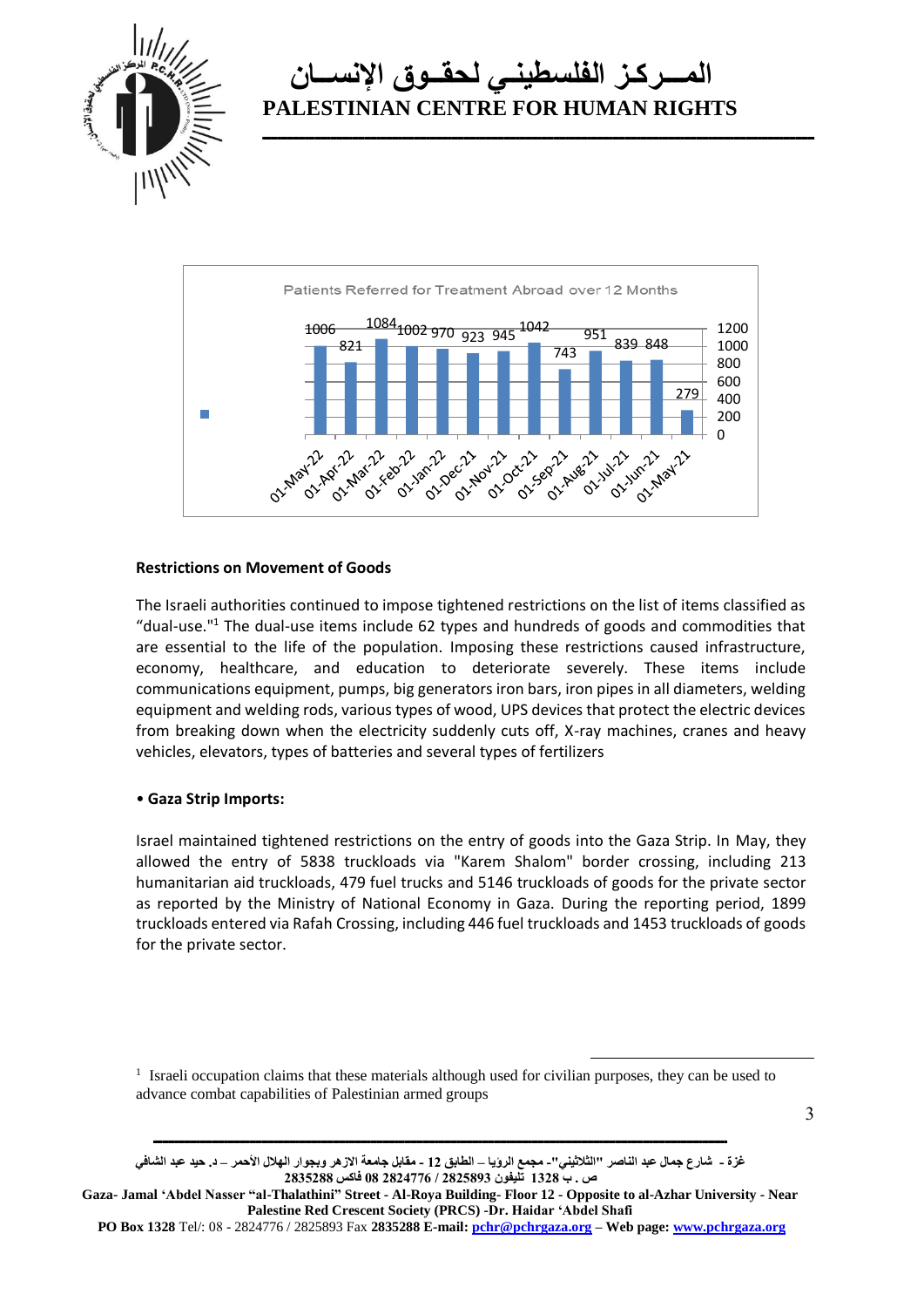Patients Referred for Treatment Abroad over 12 Months

| Month | Patients |
|---|---|
| 01-May-22 | 1006 |
| 01-Apr-22 | 821 |
| 01-Mar-22 | 1084 |
| 01-Feb-22 | 1002 |
| 01-Jan-22 | 970 |
| 01-Dec-21 | 923 |
| 01-Nov-21 | 945 |
| 01-Oct-21 | 1042 |
| 01-Sep-21 | 743 |
| 01-Aug-21 | 951 |
| 01-Jul-21 | 839 |
| 01-Jun-21 | 848 |
| 01-May-21 | 279 |

**Restrictions on Movement of Goods**

The Israeli authorities continued to impose tightened restrictions on the list of items classified as "dual-use."[1] The dual-use items include 62 types and hundreds of goods and commodities that are essential to the life of the population. Imposing these restrictions caused infrastructure, economy, healthcare, and education to deteriorate severely. These items include communications equipment, pumps, big generators iron bars, iron pipes in all diameters, welding equipment and welding rods, various types of wood, UPS devices that protect the electric devices from breaking down when the electricity suddenly cuts off, X-ray machines, cranes and heavy vehicles, elevators, types of batteries and several types of fertilizers

- **Gaza Strip Imports:**

Israel maintained tightened restrictions on the entry of goods into the Gaza Strip. In May, they allowed the entry of 5838 truckloads via "Karem Shalom" border crossing, including 213 humanitarian aid truckloads, 479 fuel trucks and 5146 truckloads of goods for the private sector as reported by the Ministry of National Economy in Gaza. During the reporting period, 1899 truckloads entered via Rafah Crossing, including 446 fuel truckloads and 1453 truckloads of goods for the private sector.

[1] Israeli occupation claims that these materials although used for civilian purposes, they can be used to advance combat capabilities of Palestinian armed groups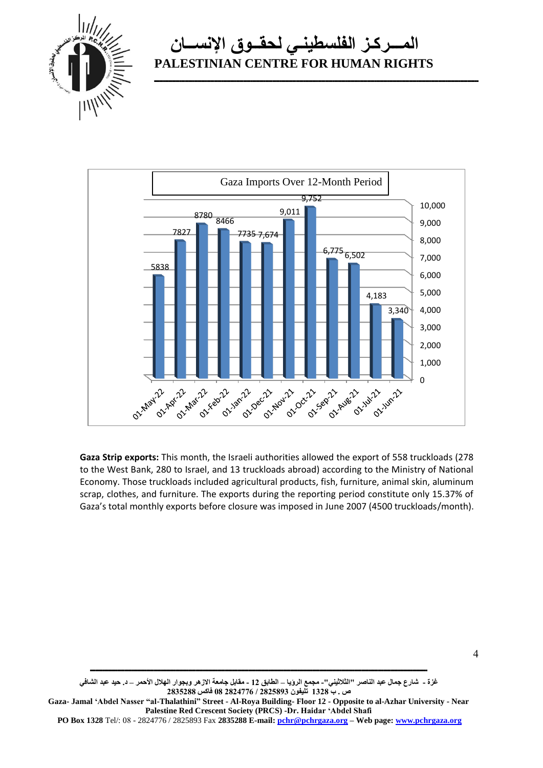Gaza Imports Over 12-Month Period

| Month | Imports |
|---|---|
| 01-May-22 | 5838 |
| 01-Apr-22 | 7827 |
| 01-Mar-22 | 8780 |
| 01-Feb-22 | 8466 |
| 01-Jan-22 | 7735 |
| 01-Dec-21 | 7,674 |
| 01-Nov-21 | 9,011 |
| 01-Oct-21 | 9,752 |
| 01-Sep-21 | 6,775 |
| 01-Aug-21 | 6,502 |
| 01-Jul-21 | 4,183 |
| 01-Jun-21 | 3,340 |

**Gaza Strip exports:** This month, the Israeli authorities allowed the export of 558 truckloads (278 to the West Bank, 280 to Israel, and 13 truckloads abroad) according to the Ministry of National Economy. Those truckloads included agricultural products, fish, furniture, animal skin, aluminum scrap, clothes, and furniture. The exports during the reporting period constitute only 15.37% of Gaza's total monthly exports before closure was imposed in June 2007 (4500 truckloads/month).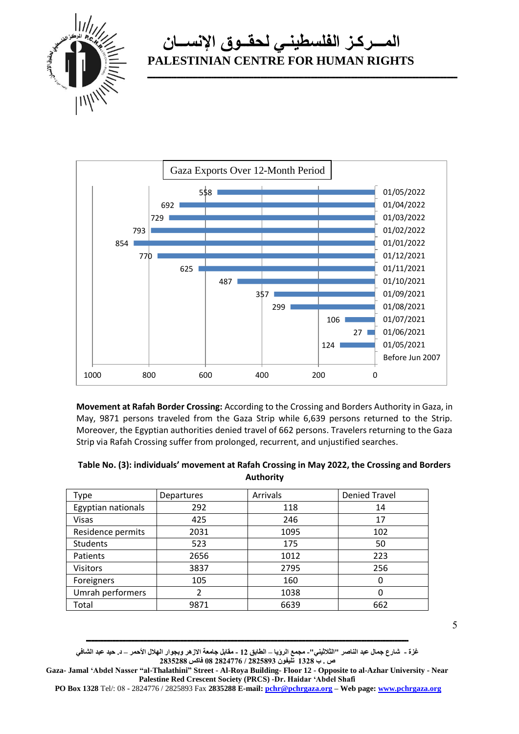**Gaza Exports Over 12-Month Period**

| Date | Exports |
|---|---|
| 01/05/2022 | 558 |
| 01/04/2022 | 692 |
| 01/03/2022 | 729 |
| 01/02/2022 | 793 |
| 01/01/2022 | 854 |
| 01/12/2021 | 770 |
| 01/11/2021 | 625 |
| 01/10/2021 | 487 |
| 01/09/2021 | 357 |
| 01/08/2021 | 299 |
| 01/07/2021 | 106 |
| 01/06/2021 | 27 |
| 01/05/2021 | 124 |
| Before Jun 2007 | |

**Movement at Rafah Border Crossing:** According to the Crossing and Borders Authority in Gaza, in May, 9871 persons traveled from the Gaza Strip while 6,639 persons returned to the Strip. Moreover, the Egyptian authorities denied travel of 662 persons. Travelers returning to the Gaza Strip via Rafah Crossing suffer from prolonged, recurrent, and unjustified searches.

**Table No. (3): individuals' movement at Rafah Crossing in May 2022, the Crossing and Borders Authority**

| Type | Departures | Arrivals | Denied Travel |
|---|---|---|---|
| Egyptian nationals | 292 | 118 | 14 |
| Visas | 425 | 246 | 17 |
| Residence permits | 2031 | 1095 | 102 |
| Students | 523 | 175 | 50 |
| Patients | 2656 | 1012 | 223 |
| Visitors | 3837 | 2795 | 256 |
| Foreigners | 105 | 160 | 0 |
| Umrah performers | 2 | 1038 | 0 |
| Total | 9871 | 6639 | 662 |